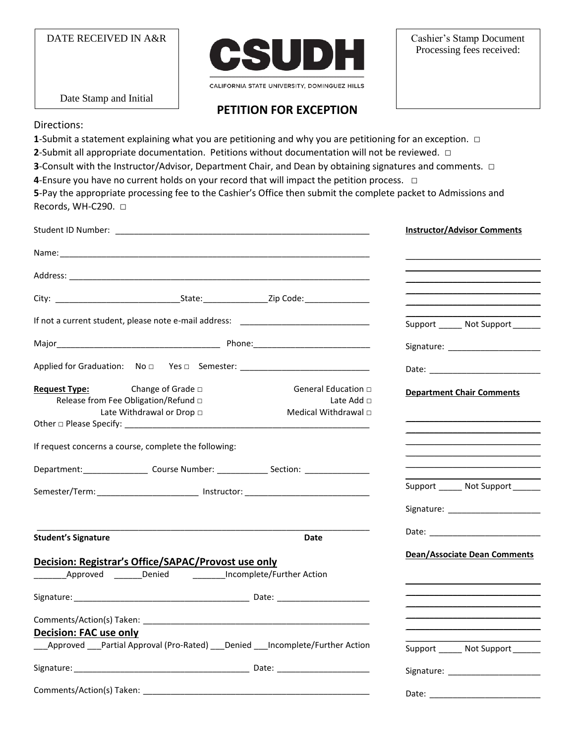DATE RECEIVED IN A&R

Date Stamp and Initial

**CSUDH**

CALIFORNIA STATE UNIVERSITY, DOMINGUEZ HILLS

Cashier's Stamp Document Processing fees received:

# PETITION FOR EXCEPTION

Directions:

**1**-Submit a statement explaining what you are petitioning and why you are petitioning for an exception. □

**2**-Submit all appropriate documentation. Petitions without documentation will not be reviewed. □

**3**-Consult with the Instructor/Advisor, Department Chair, and Dean by obtaining signatures and comments. □

**4**-Ensure you have no current holds on your record that will impact the petition process. □

**5**-Pay the appropriate processing fee to the Cashier's Office then submit the complete packet to Admissions and Records, WH-C290. □

Student ID Number: ______________________________

Name: ______________________________

Address: ______________________________

City: ______________ State: ____________ Zip Code: ____________

If not a current student, please note e-mail address: ______________________________

Major ______________________ Phone: ______________________

Applied for Graduation: No □ Yes □ Semester: ______________________

**Request Type:**
Change of Grade □
Release from Fee Obligation/Refund □
Late Withdrawal or Drop □
General Education □
Late Add □
Medical Withdrawal □
Other □ Please Specify: ______________________________

If request concerns a course, complete the following:

Department: ____________ Course Number: __________ Section: ____________

Semester/Term: ________________ Instructor: ______________________

______________________________

**Student's Signature** **Date**

## Decision: Registrar's Office/SAPAC/Provost use only

_______Approved _______Denied _______Incomplete/Further Action

Signature: ______________________________ Date: ________________

Comments/Action(s) Taken: ______________________________

## Decision: FAC use only

___Approved ___Partial Approval (Pro-Rated) ___Denied ___Incomplete/Further Action

Signature: ______________________________ Date: ________________

Comments/Action(s) Taken: ______________________________

**Instructor/Advisor Comments**

______________________________

Support _____ Not Support ______

Signature: ____________________

Date: ____________________

**Department Chair Comments**

______________________________

Support _____ Not Support ______

Signature: ____________________

Date: ____________________

**Dean/Associate Dean Comments**

______________________________

Support _____ Not Support ______

Signature: ____________________

Date: ____________________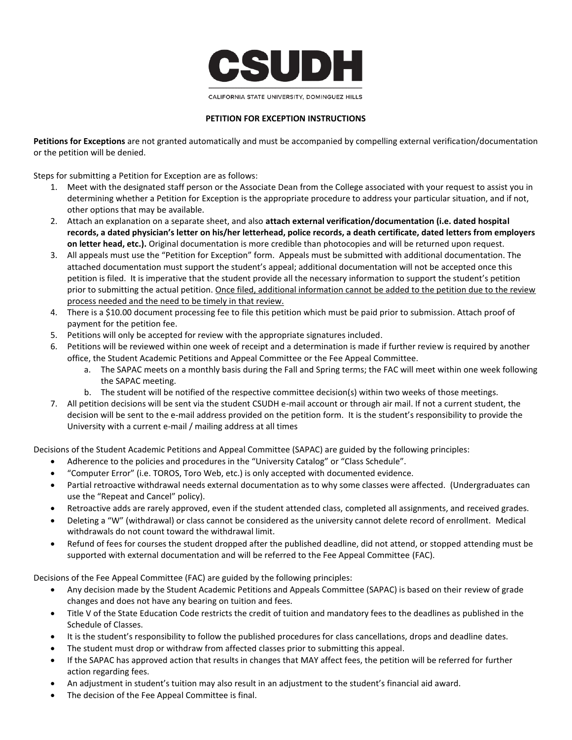# CSUDH

CALIFORNIA STATE UNIVERSITY, DOMINGUEZ HILLS

## PETITION FOR EXCEPTION INSTRUCTIONS

**Petitions for Exceptions** are not granted automatically and must be accompanied by compelling external verification/documentation or the petition will be denied.

Steps for submitting a Petition for Exception are as follows:

1. Meet with the designated staff person or the Associate Dean from the College associated with your request to assist you in determining whether a Petition for Exception is the appropriate procedure to address your particular situation, and if not, other options that may be available.
2. Attach an explanation on a separate sheet, and also **attach external verification/documentation (i.e. dated hospital records, a dated physician's letter on his/her letterhead, police records, a death certificate, dated letters from employers on letter head, etc.).** Original documentation is more credible than photocopies and will be returned upon request.
3. All appeals must use the "Petition for Exception" form. Appeals must be submitted with additional documentation. The attached documentation must support the student's appeal; additional documentation will not be accepted once this petition is filed. It is imperative that the student provide all the necessary information to support the student's petition prior to submitting the actual petition. <u>Once filed, additional information cannot be added to the petition due to the review process needed and the need to be timely in that review.</u>
4. There is a $10.00 document processing fee to file this petition which must be paid prior to submission. Attach proof of payment for the petition fee.
5. Petitions will only be accepted for review with the appropriate signatures included.
6. Petitions will be reviewed within one week of receipt and a determination is made if further review is required by another office, the Student Academic Petitions and Appeal Committee or the Fee Appeal Committee.
   a. The SAPAC meets on a monthly basis during the Fall and Spring terms; the FAC will meet within one week following the SAPAC meeting.
   b. The student will be notified of the respective committee decision(s) within two weeks of those meetings.
7. All petition decisions will be sent via the student CSUDH e-mail account or through air mail. If not a current student, the decision will be sent to the e-mail address provided on the petition form. It is the student's responsibility to provide the University with a current e-mail / mailing address at all times

Decisions of the Student Academic Petitions and Appeal Committee (SAPAC) are guided by the following principles:

- Adherence to the policies and procedures in the "University Catalog" or "Class Schedule".
- "Computer Error" (i.e. TOROS, Toro Web, etc.) is only accepted with documented evidence.
- Partial retroactive withdrawal needs external documentation as to why some classes were affected. (Undergraduates can use the "Repeat and Cancel" policy).
- Retroactive adds are rarely approved, even if the student attended class, completed all assignments, and received grades.
- Deleting a "W" (withdrawal) or class cannot be considered as the university cannot delete record of enrollment. Medical withdrawals do not count toward the withdrawal limit.
- Refund of fees for courses the student dropped after the published deadline, did not attend, or stopped attending must be supported with external documentation and will be referred to the Fee Appeal Committee (FAC).

Decisions of the Fee Appeal Committee (FAC) are guided by the following principles:

- Any decision made by the Student Academic Petitions and Appeals Committee (SAPAC) is based on their review of grade changes and does not have any bearing on tuition and fees.
- Title V of the State Education Code restricts the credit of tuition and mandatory fees to the deadlines as published in the Schedule of Classes.
- It is the student's responsibility to follow the published procedures for class cancellations, drops and deadline dates.
- The student must drop or withdraw from affected classes prior to submitting this appeal.
- If the SAPAC has approved action that results in changes that MAY affect fees, the petition will be referred for further action regarding fees.
- An adjustment in student's tuition may also result in an adjustment to the student's financial aid award.
- The decision of the Fee Appeal Committee is final.